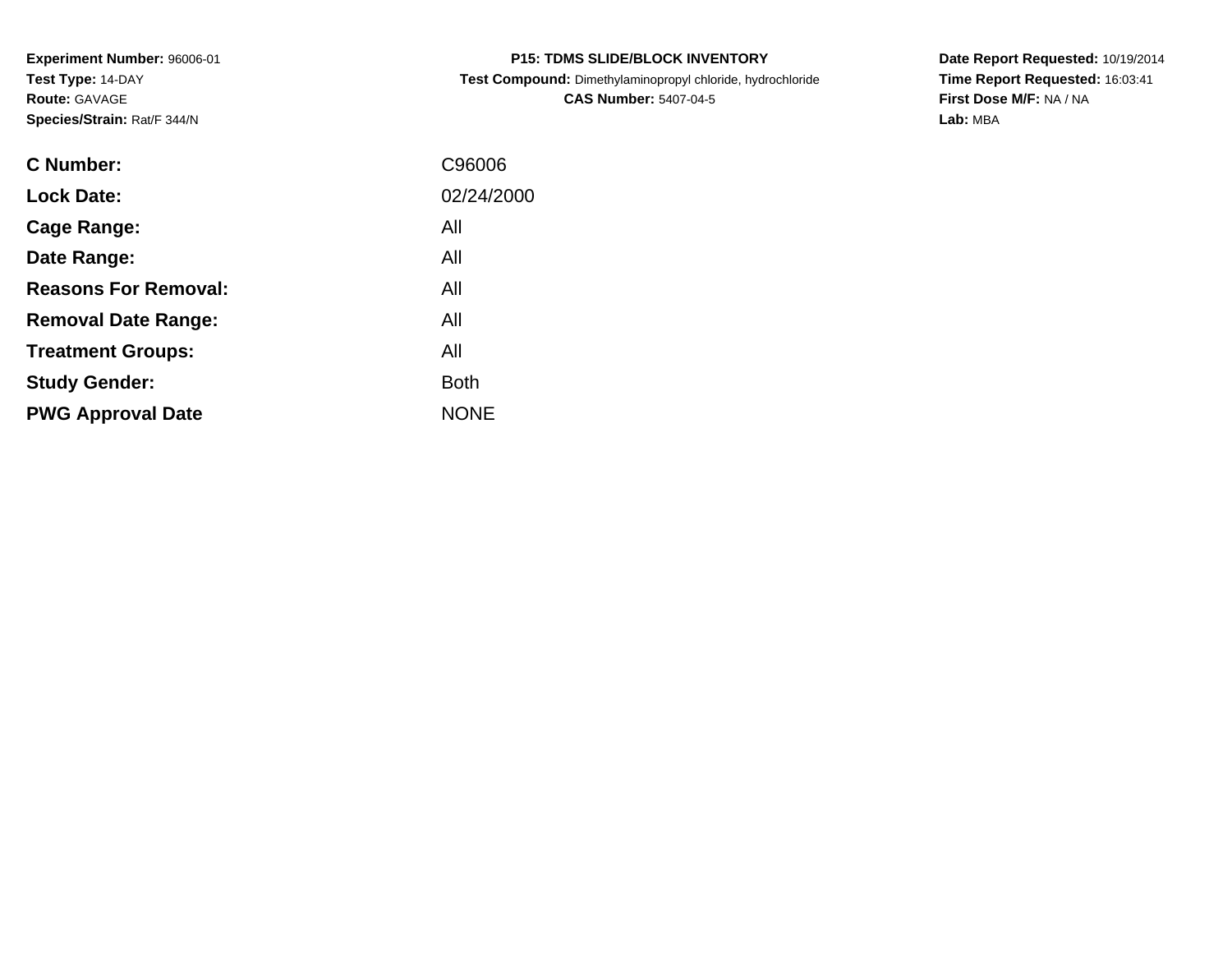**Experiment Number:** 96006-01
**Test Type:** 14-DAY
**Route:** GAVAGE
**Species/Strain:** Rat/F 344/N

**P15: TDMS SLIDE/BLOCK INVENTORY**
**Test Compound:** Dimethylaminopropyl chloride, hydrochloride
**CAS Number:** 5407-04-5

**Date Report Requested:** 10/19/2014
**Time Report Requested:** 16:03:41
**First Dose M/F:** NA / NA
**Lab:** MBA

| | |
|---|---|
| **C Number:** | C96006 |
| **Lock Date:** | 02/24/2000 |
| **Cage Range:** | All |
| **Date Range:** | All |
| **Reasons For Removal:** | All |
| **Removal Date Range:** | All |
| **Treatment Groups:** | All |
| **Study Gender:** | Both |
| **PWG Approval Date** | NONE |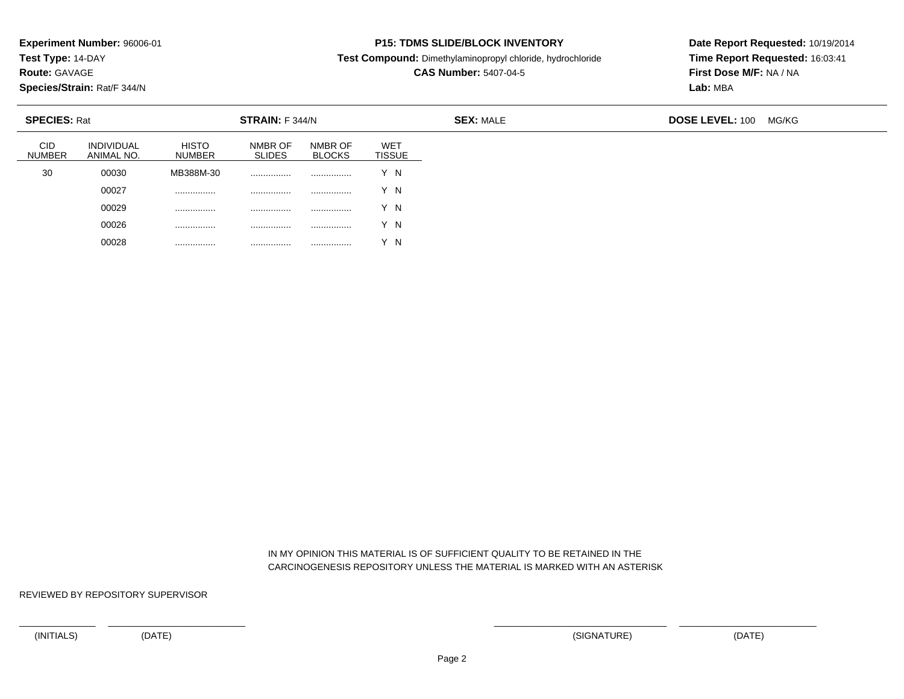**Experiment Number:** 96006-01
**Test Type:** 14-DAY
**Route:** GAVAGE
**Species/Strain:** Rat/F 344/N

**P15: TDMS SLIDE/BLOCK INVENTORY**
**Test Compound:** Dimethylaminopropyl chloride, hydrochloride
**CAS Number:** 5407-04-5

**Date Report Requested:** 10/19/2014
**Time Report Requested:** 16:03:41
**First Dose M/F:** NA / NA
**Lab:** MBA

**SPECIES:** Rat **STRAIN:** F 344/N **SEX:** MALE **DOSE LEVEL:** 100 MG/KG

| CID NUMBER | INDIVIDUAL ANIMAL NO. | HISTO NUMBER | NMBR OF SLIDES | NMBR OF BLOCKS | WET TISSUE |
|---|---|---|---|---|---|
| 30 | 00030 | MB388M-30 | ................ | ................ | Y N |
| | 00027 | ................ | ................ | ................ | Y N |
| | 00029 | ................ | ................ | ................ | Y N |
| | 00026 | ................ | ................ | ................ | Y N |
| | 00028 | ................ | ................ | ................ | Y N |

IN MY OPINION THIS MATERIAL IS OF SUFFICIENT QUALITY TO BE RETAINED IN THE CARCINOGENESIS REPOSITORY UNLESS THE MATERIAL IS MARKED WITH AN ASTERISK

REVIEWED BY REPOSITORY SUPERVISOR

(INITIALS) (DATE) (SIGNATURE) (DATE)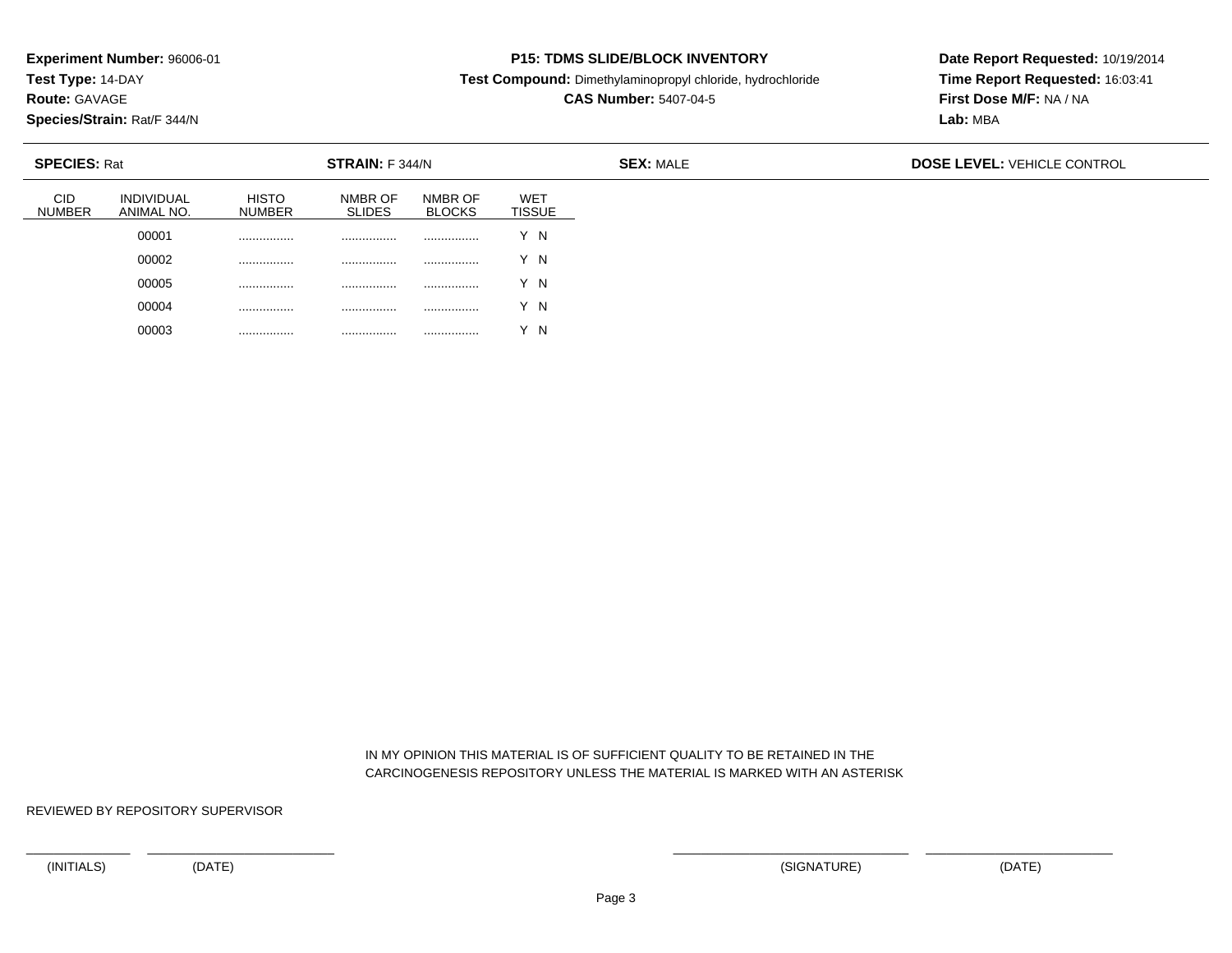**Experiment Number:** 96006-01
**Test Type:** 14-DAY
**Route:** GAVAGE
**Species/Strain:** Rat/F 344/N

**P15: TDMS SLIDE/BLOCK INVENTORY**
**Test Compound:** Dimethylaminopropyl chloride, hydrochloride
**CAS Number:** 5407-04-5

**Date Report Requested:** 10/19/2014
**Time Report Requested:** 16:03:41
**First Dose M/F:** NA / NA
**Lab:** MBA

**SPECIES:** Rat **STRAIN:** F 344/N **SEX:** MALE **DOSE LEVEL:** VEHICLE CONTROL

| CID NUMBER | INDIVIDUAL ANIMAL NO. | HISTO NUMBER | NMBR OF SLIDES | NMBR OF BLOCKS | WET TISSUE |
|---|---|---|---|---|---|
| | 00001 | ................ | ................ | ................ | Y N |
| | 00002 | ................ | ................ | ................ | Y N |
| | 00005 | ................ | ................ | ................ | Y N |
| | 00004 | ................ | ................ | ................ | Y N |
| | 00003 | ................ | ................ | ................ | Y N |

IN MY OPINION THIS MATERIAL IS OF SUFFICIENT QUALITY TO BE RETAINED IN THE CARCINOGENESIS REPOSITORY UNLESS THE MATERIAL IS MARKED WITH AN ASTERISK

REVIEWED BY REPOSITORY SUPERVISOR

(INITIALS) (DATE) (SIGNATURE) (DATE)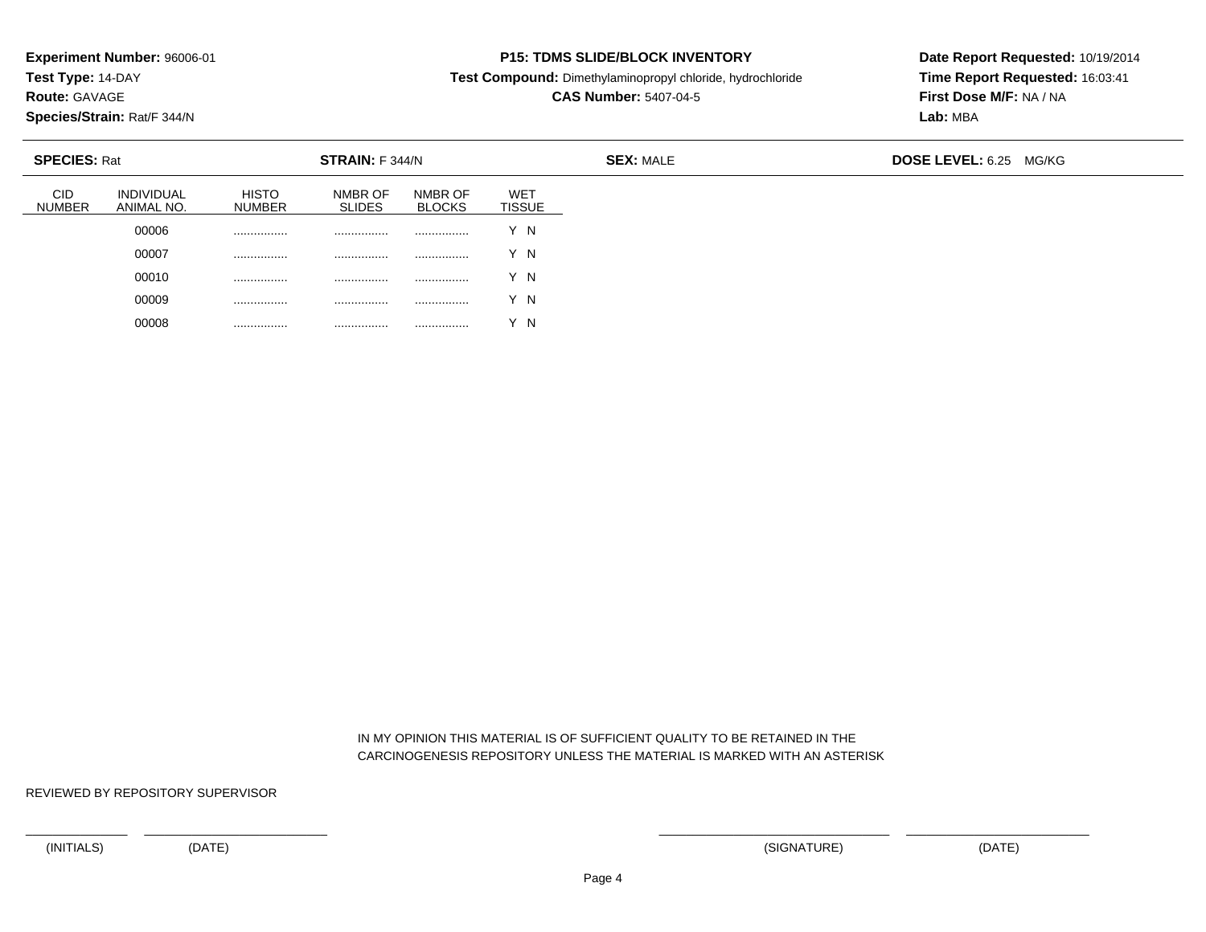**Experiment Number:** 96006-01
**Test Type:** 14-DAY
**Route:** GAVAGE
**Species/Strain:** Rat/F 344/N

**P15: TDMS SLIDE/BLOCK INVENTORY**
**Test Compound:** Dimethylaminopropyl chloride, hydrochloride
**CAS Number:** 5407-04-5

**Date Report Requested:** 10/19/2014
**Time Report Requested:** 16:03:41
**First Dose M/F:** NA / NA
**Lab:** MBA

**SPECIES:** Rat **STRAIN:** F 344/N **SEX:** MALE **DOSE LEVEL:** 6.25 MG/KG

| CID NUMBER | INDIVIDUAL ANIMAL NO. | HISTO NUMBER | NMBR OF SLIDES | NMBR OF BLOCKS | WET TISSUE |
|---|---|---|---|---|---|
| | 00006 | ................ | ................ | ................ | Y N |
| | 00007 | ................ | ................ | ................ | Y N |
| | 00010 | ................ | ................ | ................ | Y N |
| | 00009 | ................ | ................ | ................ | Y N |
| | 00008 | ................ | ................ | ................ | Y N |

IN MY OPINION THIS MATERIAL IS OF SUFFICIENT QUALITY TO BE RETAINED IN THE CARCINOGENESIS REPOSITORY UNLESS THE MATERIAL IS MARKED WITH AN ASTERISK

REVIEWED BY REPOSITORY SUPERVISOR

\_\_\_\_\_\_\_\_\_\_\_\_ \_\_\_\_\_\_\_\_\_\_\_\_\_\_\_\_\_\_\_\_ \_\_\_\_\_\_\_\_\_\_\_\_\_\_\_\_\_\_\_\_\_\_\_\_ \_\_\_\_\_\_\_\_\_\_\_\_\_\_\_\_\_\_\_\_

(INITIALS) (DATE) (SIGNATURE) (DATE)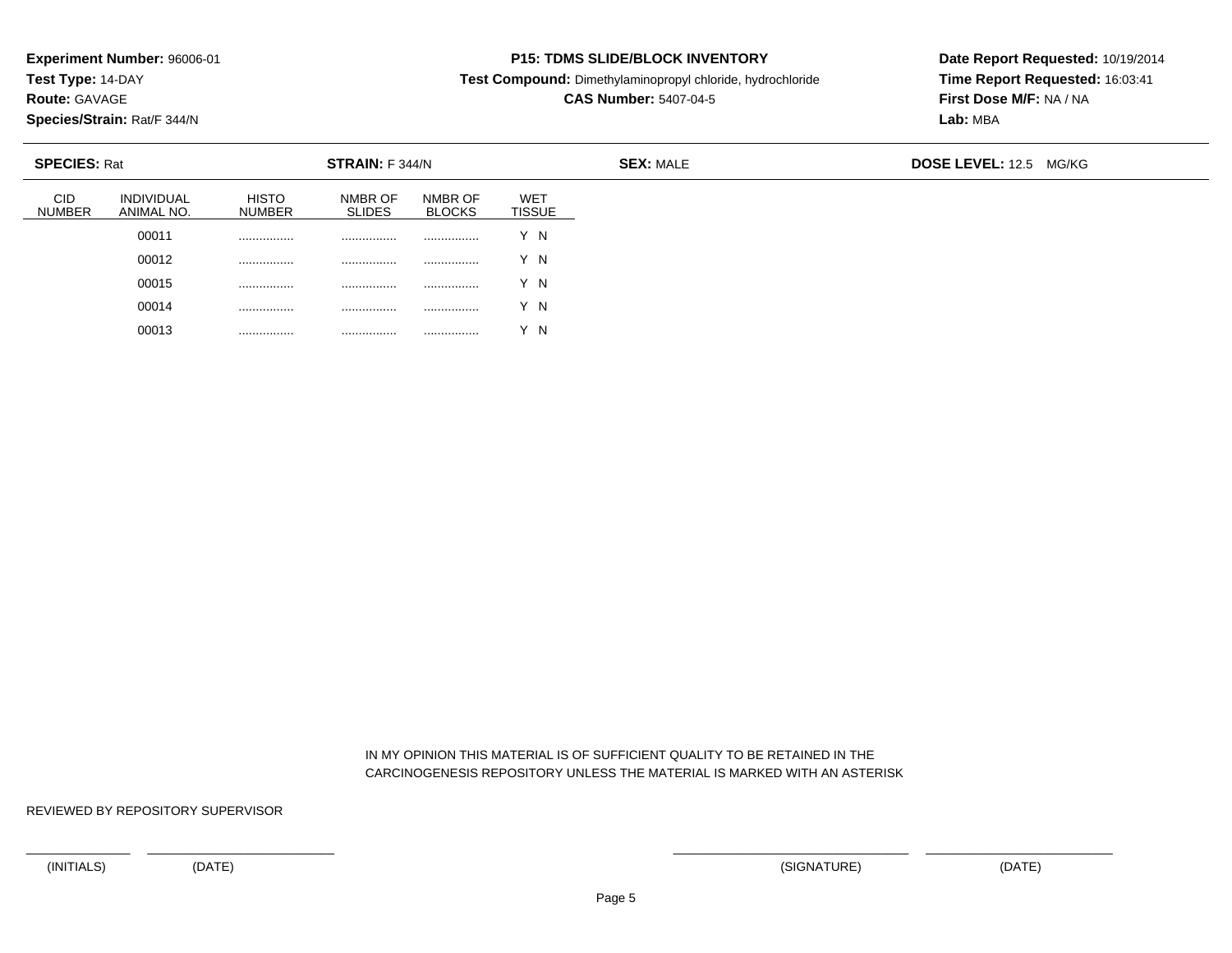**Experiment Number:** 96006-01
**Test Type:** 14-DAY
**Route:** GAVAGE
**Species/Strain:** Rat/F 344/N

**P15: TDMS SLIDE/BLOCK INVENTORY**
**Test Compound:** Dimethylaminopropyl chloride, hydrochloride
**CAS Number:** 5407-04-5

**Date Report Requested:** 10/19/2014
**Time Report Requested:** 16:03:41
**First Dose M/F:** NA / NA
**Lab:** MBA

**SPECIES:** Rat **STRAIN:** F 344/N **SEX:** MALE **DOSE LEVEL:** 12.5 MG/KG

| CID NUMBER | INDIVIDUAL ANIMAL NO. | HISTO NUMBER | NMBR OF SLIDES | NMBR OF BLOCKS | WET TISSUE |
|---|---|---|---|---|---|
| | 00011 | ................ | ................ | ................ | Y N |
| | 00012 | ................ | ................ | ................ | Y N |
| | 00015 | ................ | ................ | ................ | Y N |
| | 00014 | ................ | ................ | ................ | Y N |
| | 00013 | ................ | ................ | ................ | Y N |

IN MY OPINION THIS MATERIAL IS OF SUFFICIENT QUALITY TO BE RETAINED IN THE CARCINOGENESIS REPOSITORY UNLESS THE MATERIAL IS MARKED WITH AN ASTERISK

REVIEWED BY REPOSITORY SUPERVISOR

(INITIALS) (DATE) (SIGNATURE) (DATE)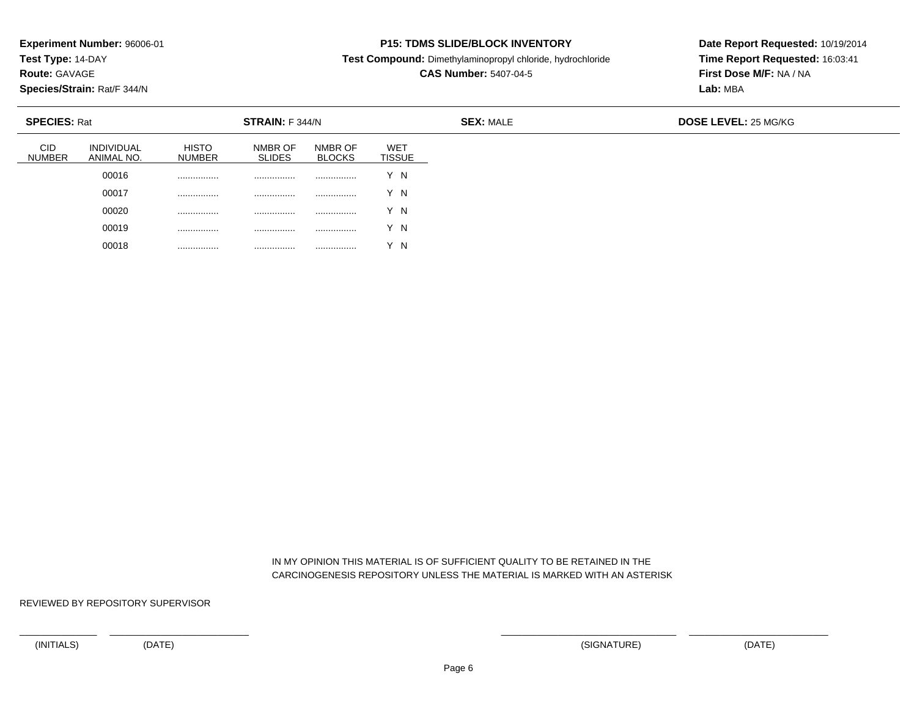**Experiment Number:** 96006-01
**Test Type:** 14-DAY
**Route:** GAVAGE
**Species/Strain:** Rat/F 344/N

**P15: TDMS SLIDE/BLOCK INVENTORY**
**Test Compound:** Dimethylaminopropyl chloride, hydrochloride
**CAS Number:** 5407-04-5

**Date Report Requested:** 10/19/2014
**Time Report Requested:** 16:03:41
**First Dose M/F:** NA / NA
**Lab:** MBA

**SPECIES:** Rat **STRAIN:** F 344/N **SEX:** MALE **DOSE LEVEL:** 25 MG/KG

| CID NUMBER | INDIVIDUAL ANIMAL NO. | HISTO NUMBER | NMBR OF SLIDES | NMBR OF BLOCKS | WET TISSUE |
|---|---|---|---|---|---|
| | 00016 | ................ | ................ | ................ | Y N |
| | 00017 | ................ | ................ | ................ | Y N |
| | 00020 | ................ | ................ | ................ | Y N |
| | 00019 | ................ | ................ | ................ | Y N |
| | 00018 | ................ | ................ | ................ | Y N |

IN MY OPINION THIS MATERIAL IS OF SUFFICIENT QUALITY TO BE RETAINED IN THE CARCINOGENESIS REPOSITORY UNLESS THE MATERIAL IS MARKED WITH AN ASTERISK

REVIEWED BY REPOSITORY SUPERVISOR

(INITIALS) (DATE) (SIGNATURE) (DATE)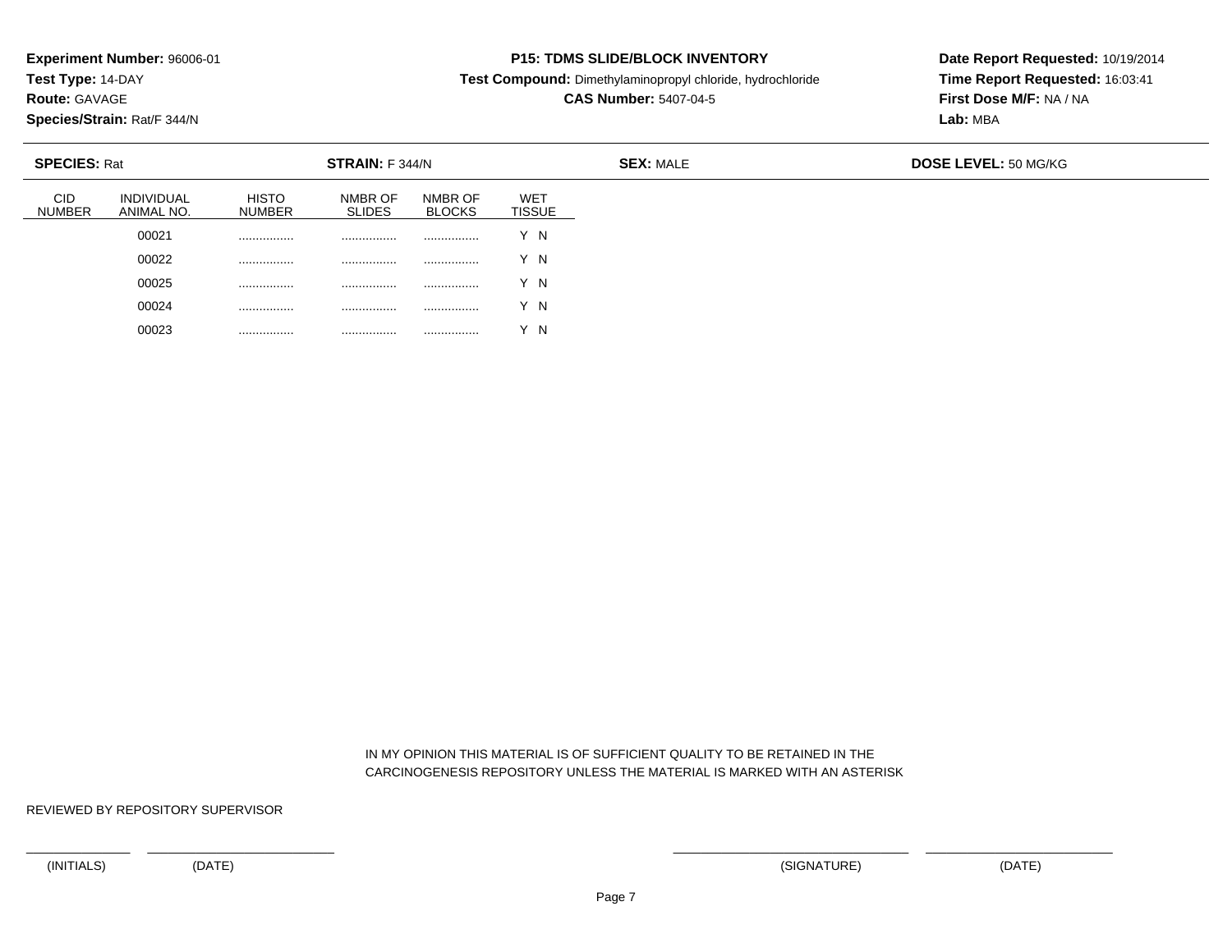**Experiment Number:** 96006-01
**Test Type:** 14-DAY
**Route:** GAVAGE
**Species/Strain:** Rat/F 344/N

**P15: TDMS SLIDE/BLOCK INVENTORY**
**Test Compound:** Dimethylaminopropyl chloride, hydrochloride
**CAS Number:** 5407-04-5

**Date Report Requested:** 10/19/2014
**Time Report Requested:** 16:03:41
**First Dose M/F:** NA / NA
**Lab:** MBA

**SPECIES:** Rat **STRAIN:** F 344/N **SEX:** MALE **DOSE LEVEL:** 50 MG/KG

| CID NUMBER | INDIVIDUAL ANIMAL NO. | HISTO NUMBER | NMBR OF SLIDES | NMBR OF BLOCKS | WET TISSUE |
|---|---|---|---|---|---|
| | 00021 | ................ | ................ | ................ | Y N |
| | 00022 | ................ | ................ | ................ | Y N |
| | 00025 | ................ | ................ | ................ | Y N |
| | 00024 | ................ | ................ | ................ | Y N |
| | 00023 | ................ | ................ | ................ | Y N |

IN MY OPINION THIS MATERIAL IS OF SUFFICIENT QUALITY TO BE RETAINED IN THE CARCINOGENESIS REPOSITORY UNLESS THE MATERIAL IS MARKED WITH AN ASTERISK

REVIEWED BY REPOSITORY SUPERVISOR

(INITIALS) (DATE) (SIGNATURE) (DATE)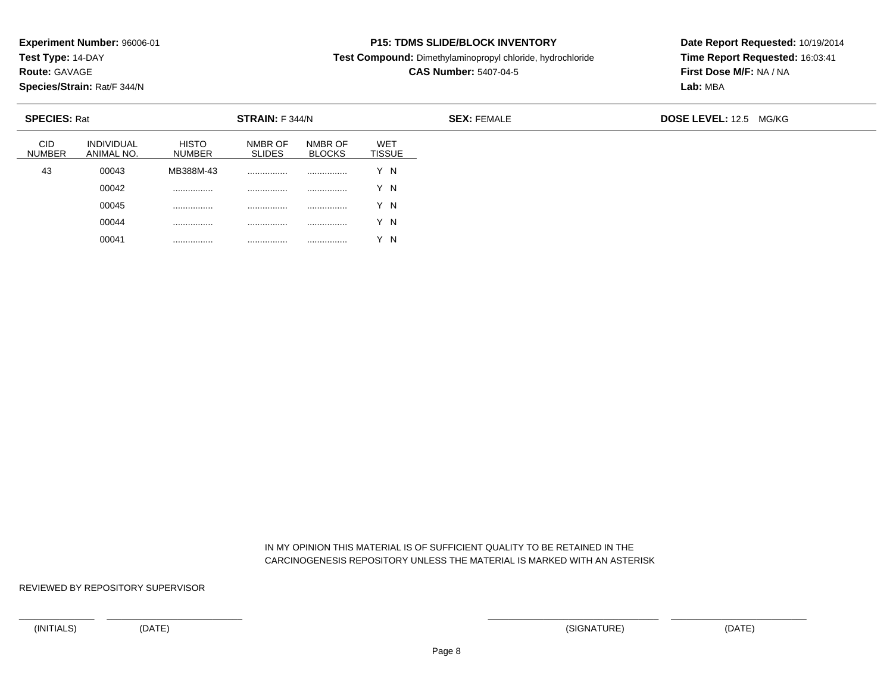**Experiment Number:** 96006-01
**Test Type:** 14-DAY
**Route:** GAVAGE
**Species/Strain:** Rat/F 344/N

**P15: TDMS SLIDE/BLOCK INVENTORY**
**Test Compound:** Dimethylaminopropyl chloride, hydrochloride
**CAS Number:** 5407-04-5

**Date Report Requested:** 10/19/2014
**Time Report Requested:** 16:03:41
**First Dose M/F:** NA / NA
**Lab:** MBA

**SPECIES:** Rat **STRAIN:** F 344/N **SEX:** FEMALE **DOSE LEVEL:** 12.5 MG/KG

| CID NUMBER | INDIVIDUAL ANIMAL NO. | HISTO NUMBER | NMBR OF SLIDES | NMBR OF BLOCKS | WET TISSUE |
|---|---|---|---|---|---|
| 43 | 00043 | MB388M-43 | ................ | ................ | Y N |
| | 00042 | ................ | ................ | ................ | Y N |
| | 00045 | ................ | ................ | ................ | Y N |
| | 00044 | ................ | ................ | ................ | Y N |
| | 00041 | ................ | ................ | ................ | Y N |

IN MY OPINION THIS MATERIAL IS OF SUFFICIENT QUALITY TO BE RETAINED IN THE CARCINOGENESIS REPOSITORY UNLESS THE MATERIAL IS MARKED WITH AN ASTERISK

REVIEWED BY REPOSITORY SUPERVISOR

(INITIALS) (DATE) (SIGNATURE) (DATE)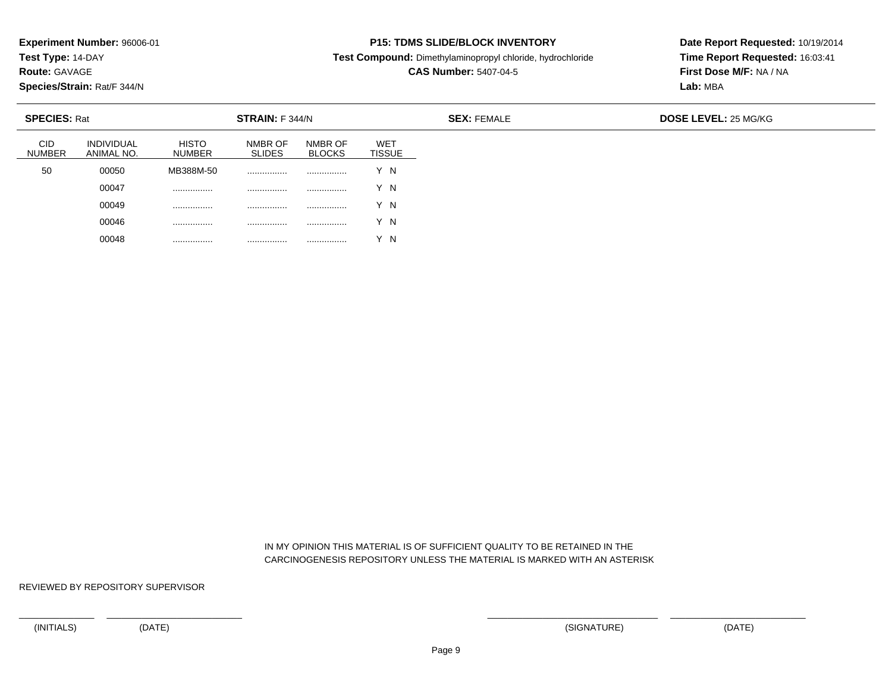**Experiment Number:** 96006-01
**Test Type:** 14-DAY
**Route:** GAVAGE
**Species/Strain:** Rat/F 344/N

**P15: TDMS SLIDE/BLOCK INVENTORY**
**Test Compound:** Dimethylaminopropyl chloride, hydrochloride
**CAS Number:** 5407-04-5

**Date Report Requested:** 10/19/2014
**Time Report Requested:** 16:03:41
**First Dose M/F:** NA / NA
**Lab:** MBA

**SPECIES:** Rat **STRAIN:** F 344/N **SEX:** FEMALE **DOSE LEVEL:** 25 MG/KG

| CID NUMBER | INDIVIDUAL ANIMAL NO. | HISTO NUMBER | NMBR OF SLIDES | NMBR OF BLOCKS | WET TISSUE |
|---|---|---|---|---|---|
| 50 | 00050 | MB388M-50 | ................ | ................ | Y N |
| | 00047 | ................ | ................ | ................ | Y N |
| | 00049 | ................ | ................ | ................ | Y N |
| | 00046 | ................ | ................ | ................ | Y N |
| | 00048 | ................ | ................ | ................ | Y N |

IN MY OPINION THIS MATERIAL IS OF SUFFICIENT QUALITY TO BE RETAINED IN THE CARCINOGENESIS REPOSITORY UNLESS THE MATERIAL IS MARKED WITH AN ASTERISK

REVIEWED BY REPOSITORY SUPERVISOR

(INITIALS) (DATE) (SIGNATURE) (DATE)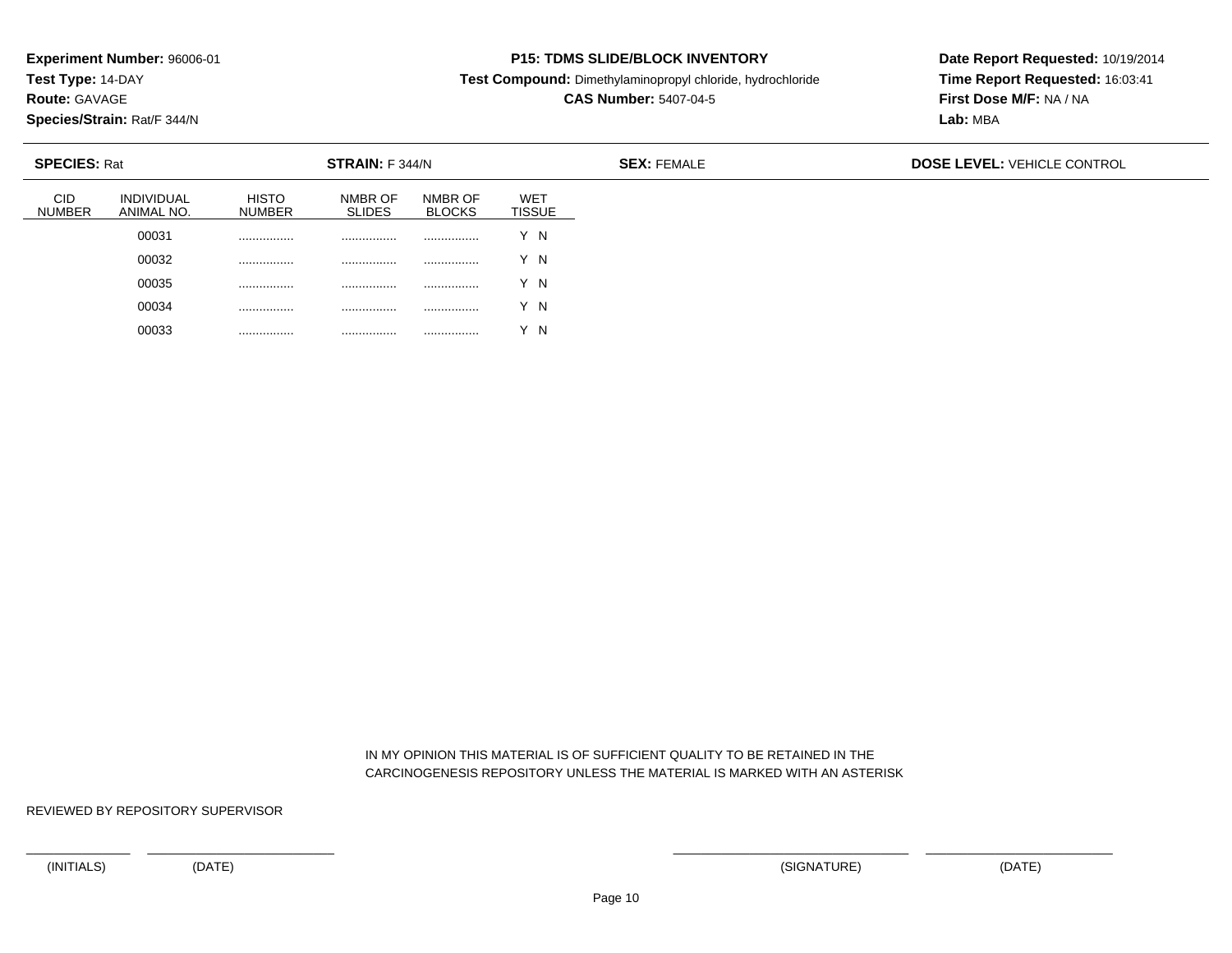**Experiment Number:** 96006-01
**Test Type:** 14-DAY
**Route:** GAVAGE
**Species/Strain:** Rat/F 344/N

**P15: TDMS SLIDE/BLOCK INVENTORY**
**Test Compound:** Dimethylaminopropyl chloride, hydrochloride
**CAS Number:** 5407-04-5

**Date Report Requested:** 10/19/2014
**Time Report Requested:** 16:03:41
**First Dose M/F:** NA / NA
**Lab:** MBA

**SPECIES:** Rat **STRAIN:** F 344/N **SEX:** FEMALE **DOSE LEVEL:** VEHICLE CONTROL

| CID NUMBER | INDIVIDUAL ANIMAL NO. | HISTO NUMBER | NMBR OF SLIDES | NMBR OF BLOCKS | WET TISSUE |
|---|---|---|---|---|---|
| | 00031 | ................ | ................ | ................ | Y N |
| | 00032 | ................ | ................ | ................ | Y N |
| | 00035 | ................ | ................ | ................ | Y N |
| | 00034 | ................ | ................ | ................ | Y N |
| | 00033 | ................ | ................ | ................ | Y N |

IN MY OPINION THIS MATERIAL IS OF SUFFICIENT QUALITY TO BE RETAINED IN THE CARCINOGENESIS REPOSITORY UNLESS THE MATERIAL IS MARKED WITH AN ASTERISK

REVIEWED BY REPOSITORY SUPERVISOR

(INITIALS) (DATE) (SIGNATURE) (DATE)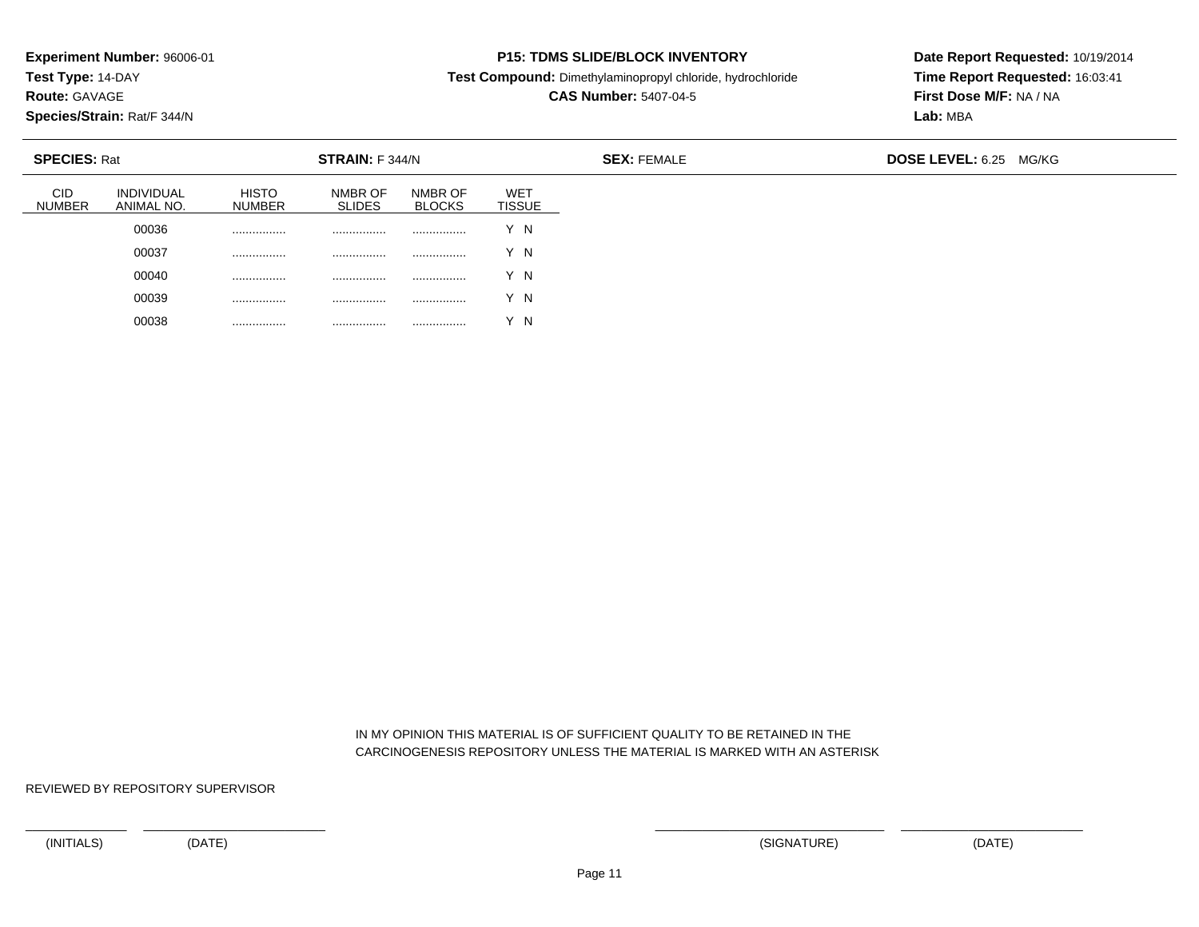**Experiment Number:** 96006-01
**Test Type:** 14-DAY
**Route:** GAVAGE
**Species/Strain:** Rat/F 344/N

**P15: TDMS SLIDE/BLOCK INVENTORY**
**Test Compound:** Dimethylaminopropyl chloride, hydrochloride
**CAS Number:** 5407-04-5

**Date Report Requested:** 10/19/2014
**Time Report Requested:** 16:03:41
**First Dose M/F:** NA / NA
**Lab:** MBA

**SPECIES:** Rat **STRAIN:** F 344/N **SEX:** FEMALE **DOSE LEVEL:** 6.25 MG/KG

| CID NUMBER | INDIVIDUAL ANIMAL NO. | HISTO NUMBER | NMBR OF SLIDES | NMBR OF BLOCKS | WET TISSUE |
|---|---|---|---|---|---|
| | 00036 | ................ | ................ | ................ | Y N |
| | 00037 | ................ | ................ | ................ | Y N |
| | 00040 | ................ | ................ | ................ | Y N |
| | 00039 | ................ | ................ | ................ | Y N |
| | 00038 | ................ | ................ | ................ | Y N |

IN MY OPINION THIS MATERIAL IS OF SUFFICIENT QUALITY TO BE RETAINED IN THE CARCINOGENESIS REPOSITORY UNLESS THE MATERIAL IS MARKED WITH AN ASTERISK

REVIEWED BY REPOSITORY SUPERVISOR

(INITIALS) (DATE) (SIGNATURE) (DATE)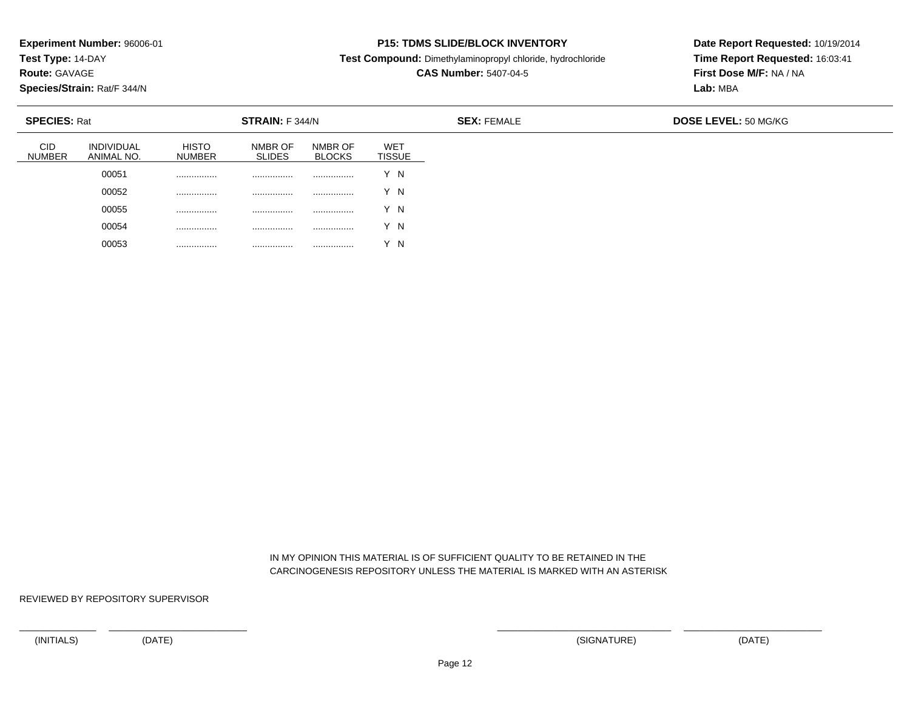**Experiment Number:** 96006-01
**Test Type:** 14-DAY
**Route:** GAVAGE
**Species/Strain:** Rat/F 344/N

**P15: TDMS SLIDE/BLOCK INVENTORY**
**Test Compound:** Dimethylaminopropyl chloride, hydrochloride
**CAS Number:** 5407-04-5

**Date Report Requested:** 10/19/2014
**Time Report Requested:** 16:03:41
**First Dose M/F:** NA / NA
**Lab:** MBA

**SPECIES:** Rat **STRAIN:** F 344/N **SEX:** FEMALE **DOSE LEVEL:** 50 MG/KG

| CID NUMBER | INDIVIDUAL ANIMAL NO. | HISTO NUMBER | NMBR OF SLIDES | NMBR OF BLOCKS | WET TISSUE |
|---|---|---|---|---|---|
| | 00051 | ................ | ................ | ................ | Y N |
| | 00052 | ................ | ................ | ................ | Y N |
| | 00055 | ................ | ................ | ................ | Y N |
| | 00054 | ................ | ................ | ................ | Y N |
| | 00053 | ................ | ................ | ................ | Y N |

IN MY OPINION THIS MATERIAL IS OF SUFFICIENT QUALITY TO BE RETAINED IN THE CARCINOGENESIS REPOSITORY UNLESS THE MATERIAL IS MARKED WITH AN ASTERISK

REVIEWED BY REPOSITORY SUPERVISOR

(INITIALS) (DATE) (SIGNATURE) (DATE)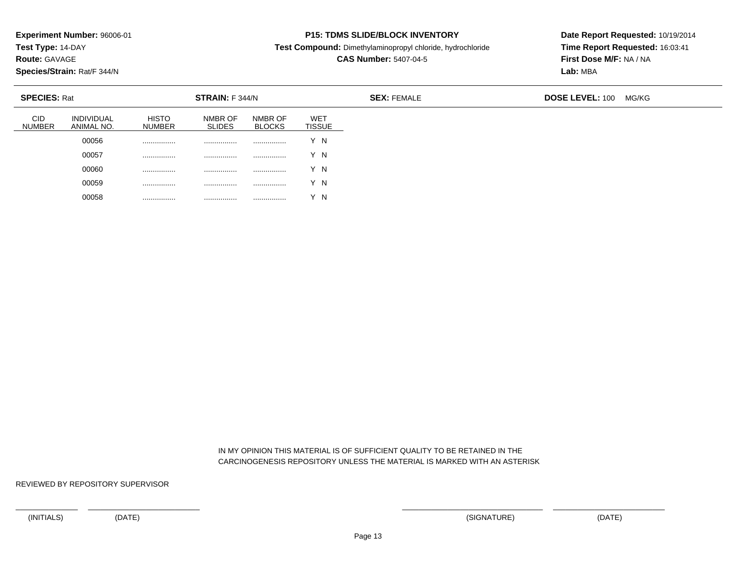**Experiment Number:** 96006-01
**Test Type:** 14-DAY
**Route:** GAVAGE
**Species/Strain:** Rat/F 344/N

**P15: TDMS SLIDE/BLOCK INVENTORY**
**Test Compound:** Dimethylaminopropyl chloride, hydrochloride
**CAS Number:** 5407-04-5

**Date Report Requested:** 10/19/2014
**Time Report Requested:** 16:03:41
**First Dose M/F:** NA / NA
**Lab:** MBA

**SPECIES:** Rat **STRAIN:** F 344/N **SEX:** FEMALE **DOSE LEVEL:** 100 MG/KG

| CID NUMBER | INDIVIDUAL ANIMAL NO. | HISTO NUMBER | NMBR OF SLIDES | NMBR OF BLOCKS | WET TISSUE |
|---|---|---|---|---|---|
| | 00056 | ................ | ................ | ................ | Y N |
| | 00057 | ................ | ................ | ................ | Y N |
| | 00060 | ................ | ................ | ................ | Y N |
| | 00059 | ................ | ................ | ................ | Y N |
| | 00058 | ................ | ................ | ................ | Y N |

IN MY OPINION THIS MATERIAL IS OF SUFFICIENT QUALITY TO BE RETAINED IN THE CARCINOGENESIS REPOSITORY UNLESS THE MATERIAL IS MARKED WITH AN ASTERISK

REVIEWED BY REPOSITORY SUPERVISOR

(INITIALS) (DATE) (SIGNATURE) (DATE)